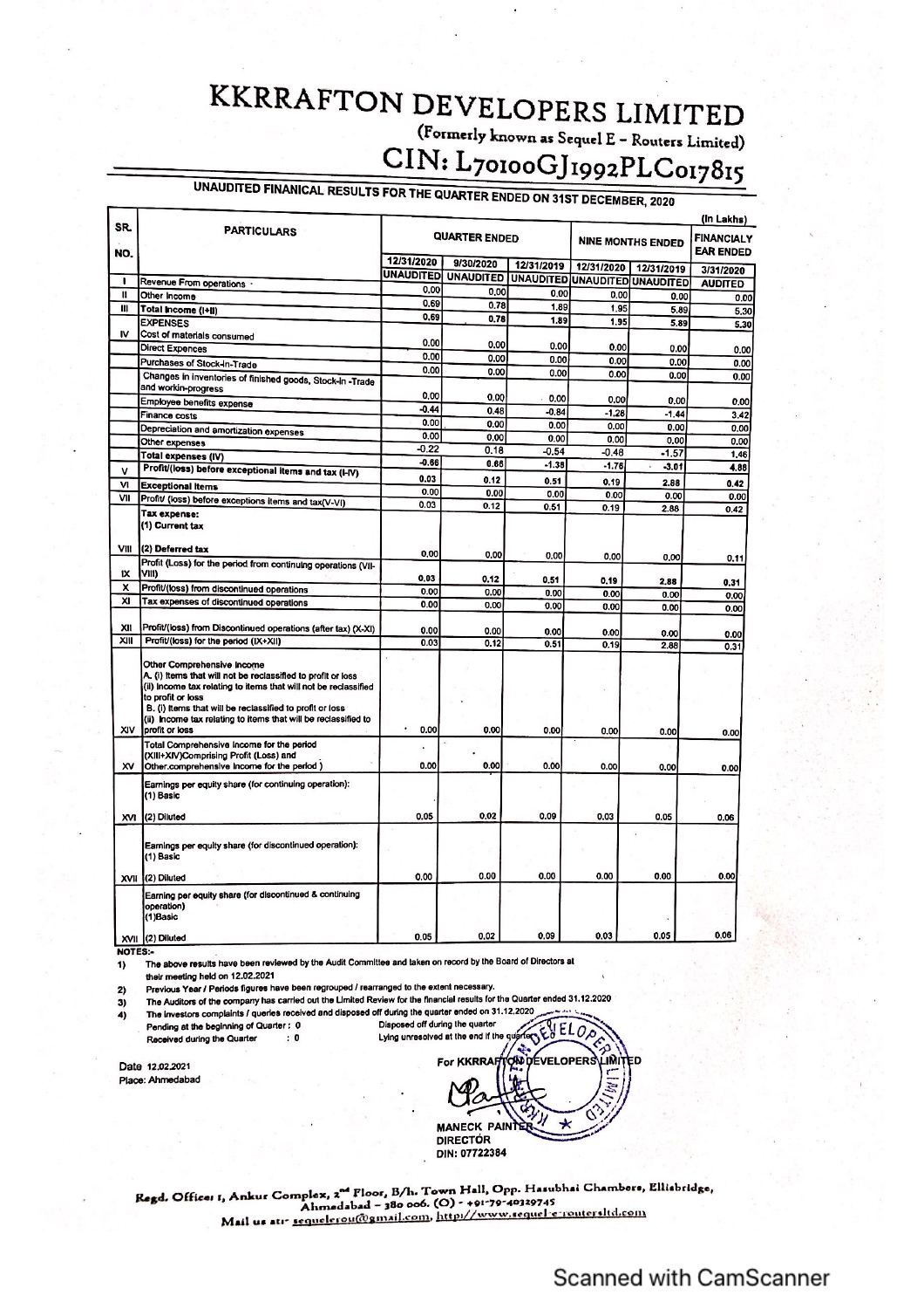# KKRRAFTON DEVELOPERS LIMITED

(Formerly known as Sequel E - Routers Limited)

## CIN: L70100GJ1992PLC017815

### UNAUDITED FINANICAL RESULTS FOR THE QUARTER ENDED ON 31ST DECEMBER, 2020

(In Lakhs)

| SR. NO. | PARTICULARS | QUARTER ENDED | | | NINE MONTHS ENDED | | FINANCIALY EAR ENDED |
|---|---|---|---|---|---|---|---|
| | | 12/31/2020 | 9/30/2020 | 12/31/2019 | 12/31/2020 | 12/31/2019 | 3/31/2020 |
| | | UNAUDITED | UNAUDITED | UNAUDITED | UNAUDITED | UNAUDITED | AUDITED |
| I | Revenue From operations | 0.00 | 0.00 | 0.00 | 0.00 | 0.00 | 0.00 |
| II | Other Income | 0.69 | 0.78 | 1.89 | 1.95 | 5.89 | 5.30 |
| III | Total Income (I+II) | 0.69 | 0.78 | 1.89 | 1.95 | 5.89 | 5.30 |
| IV | EXPENSES<br>Cost of materials consumed | 0.00 | 0.00 | 0.00 | 0.00 | 0.00 | 0.00 |
| | Direct Expences | 0.00 | 0.00 | 0.00 | 0.00 | 0.00 | 0.00 |
| | Purchases of Stock-in-Trade | 0.00 | 0.00 | 0.00 | 0.00 | 0.00 | 0.00 |
| | Changes in inventories of finished goods, Stock-in -Trade and workin-progress | 0.00 | 0.00 | 0.00 | 0.00 | 0.00 | 0.00 |
| | Employee benefits expense | -0.44 | 0.48 | -0.84 | -1.28 | -1.44 | 3.42 |
| | Finance costs | 0.00 | 0.00 | 0.00 | 0.00 | 0.00 | 0.00 |
| | Depreciation and amortization expenses | 0.00 | 0.00 | 0.00 | 0.00 | 0.00 | 0.00 |
| | Other expenses | -0.22 | 0.18 | -0.54 | -0.48 | -1.57 | 1.46 |
| | Total expenses (IV) | -0.66 | 0.66 | -1.38 | -1.76 | -3.01 | 4.88 |
| V | Profit/(loss) before exceptional items and tax (I-IV) | 0.03 | 0.12 | 0.51 | 0.19 | 2.88 | 0.42 |
| VI | Exceptional Items | 0.00 | 0.00 | 0.00 | 0.00 | 0.00 | 0.00 |
| VII | Profit/ (loss) before exceptions items and tax(V-VI) | 0.03 | 0.12 | 0.51 | 0.19 | 2.88 | 0.42 |
| VIII | Tax expense:<br>(1) Current tax<br>(2) Deferred tax | 0.00 | 0.00 | 0.00 | 0.00 | 0.00 | 0.11 |
| IX | Profit (Loss) for the period from continuing operations (VII-VIII) | 0.03 | 0.12 | 0.51 | 0.19 | 2.88 | 0.31 |
| X | Profit/(loss) from discontinued operations | 0.00 | 0.00 | 0.00 | 0.00 | 0.00 | 0.00 |
| XI | Tax expenses of discontinued operations | 0.00 | 0.00 | 0.00 | 0.00 | 0.00 | 0.00 |
| XII | Profit/(loss) from Discontinued operations (after tax) (X-XI) | 0.00 | 0.00 | 0.00 | 0.00 | 0.00 | 0.00 |
| XIII | Profit/(loss) for the period (IX+XII) | 0.03 | 0.12 | 0.51 | 0.19 | 2.88 | 0.31 |
| XIV | Other Comprehensive Income<br>A. (i) Items that will not be reclassified to profit or loss<br>(ii) Income tax relating to items that will not be reclassified to profit or loss<br>B. (i) Items that will be reclassified to profit or loss<br>(ii) Income tax relating to items that will be reclassified to profit or loss | 0.00 | 0.00 | 0.00 | 0.00 | 0.00 | 0.00 |
| XV | Total Comprehensive Income for the period (XIII+XIV)Comprising Profit (Loss) and Other.comprehensive Income for the period ) | 0.00 | 0.00 | 0.00 | 0.00 | 0.00 | 0.00 |
| XVI | Earnings per equity share (for continuing operation):<br>(1) Basic<br>(2) Diluted | 0.05 | 0.02 | 0.09 | 0.03 | 0.05 | 0.06 |
| XVII | Earnings per equity share (for discontinued operation):<br>(1) Basic<br>(2) Diluted | 0.00 | 0.00 | 0.00 | 0.00 | 0.00 | 0.00 |
| XVII | Earning per equity share (for discontinued & continuing operation)<br>(1)Basic<br>(2) Diluted | 0.05 | 0.02 | 0.09 | 0.03 | 0.05 | 0.06 |

**NOTES:-**

1) The above results have been reviewed by the Audit Committee and taken on record by the Board of Directors at their meeting held on 12.02.2021
2) Previous Year / Periods figures have been regrouped / rearranged to the extent necessary.
3) The Auditors of the company has carried out the Limited Review for the financial results for the Quarter ended 31.12.2020
4) The investors complaints / queries received and disposed off during the quarter ended on 31.12.2020

Pending at the beginning of Quarter : 0 — Disposed off during the quarter

Received during the Quarter : 0 — Lying unresolved at the end if the quarter

Date 12.02.2021

Place: Ahmedabad

For KKRRAFTON DEVELOPERS LIMITED

MANECK PAINTER
DIRECTOR
DIN: 07722384

Regd. Office: 1, Ankur Complex, 2nd Floor, B/h. Town Hall, Opp. Hasubhai Chambers, Ellisbridge, Ahmedabad - 380 006. (O) - +91-79-40329745

Mail us at:- sequelerou@gmail.com, http://www.sequel-e-routersltd.com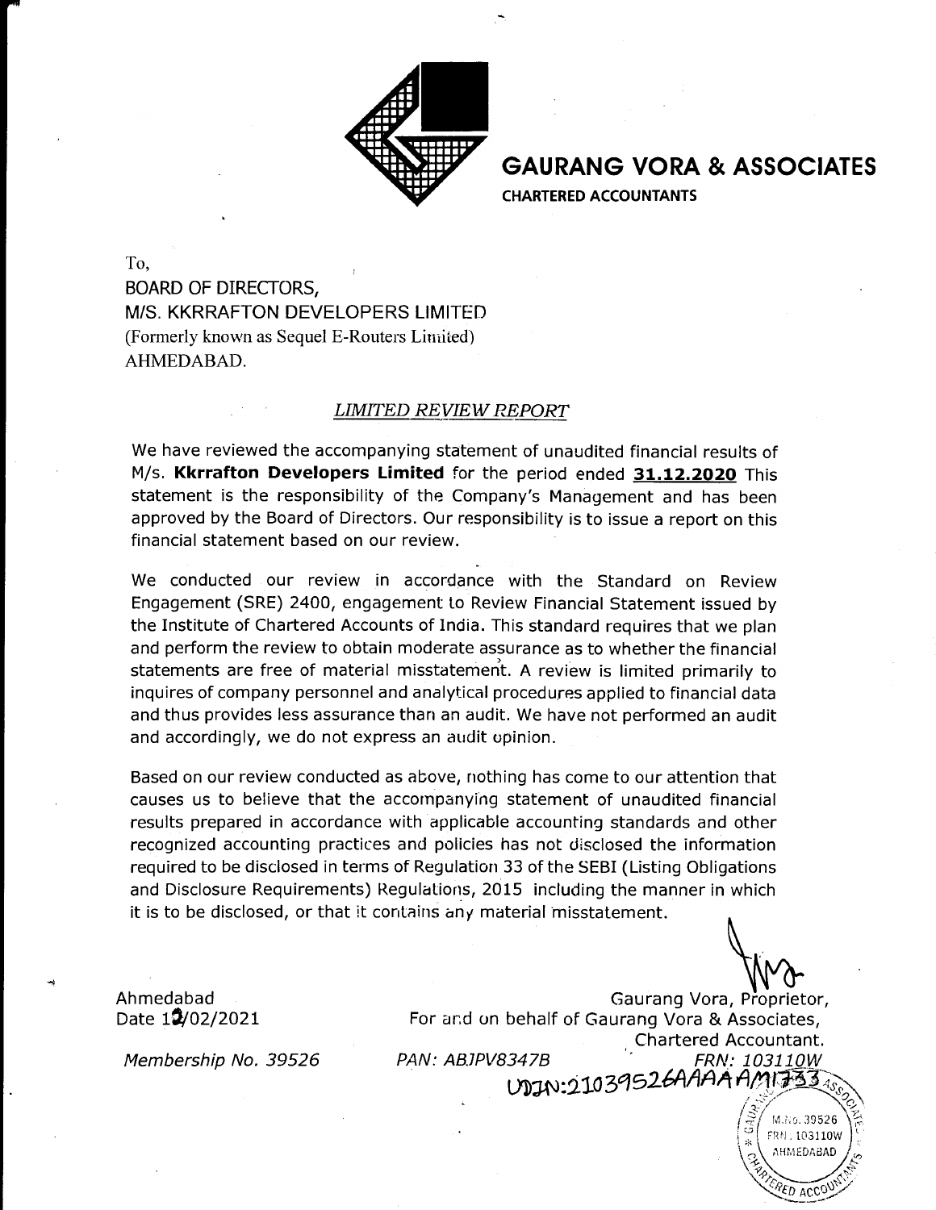# GAURANG VORA & ASSOCIATES

**CHARTERED ACCOUNTANTS**

To,

BOARD OF DIRECTORS,
M/S. KKRRAFTON DEVELOPERS LIMITED
(Formerly known as Sequel E-Routers Limited)
AHMEDABAD.

## *LIMITED REVIEW REPORT*

We have reviewed the accompanying statement of unaudited financial results of M/s. **Kkrrafton Developers Limited** for the period ended **31.12.2020** This statement is the responsibility of the Company's Management and has been approved by the Board of Directors. Our responsibility is to issue a report on this financial statement based on our review.

We conducted our review in accordance with the Standard on Review Engagement (SRE) 2400, engagement to Review Financial Statement issued by the Institute of Chartered Accounts of India. This standard requires that we plan and perform the review to obtain moderate assurance as to whether the financial statements are free of material misstatement. A review is limited primarily to inquires of company personnel and analytical procedures applied to financial data and thus provides less assurance than an audit. We have not performed an audit and accordingly, we do not express an audit opinion.

Based on our review conducted as above, nothing has come to our attention that causes us to believe that the accompanying statement of unaudited financial results prepared in accordance with applicable accounting standards and other recognized accounting practices and policies has not disclosed the information required to be disclosed in terms of Regulation 33 of the SEBI (Listing Obligations and Disclosure Requirements) Regulations, 2015 including the manner in which it is to be disclosed, or that it contains any material misstatement.

Ahmedabad
Date 12/02/2021

*Membership No. 39526*

Gaurang Vora, Proprietor,
For and on behalf of Gaurang Vora & Associates,
Chartered Accountant.

*PAN: ABJPV8347B* *FRN: 103110W*

UDIN:21039526AAAAAM1733

M.No. 39526
FRN. 103110W
AHMEDABAD